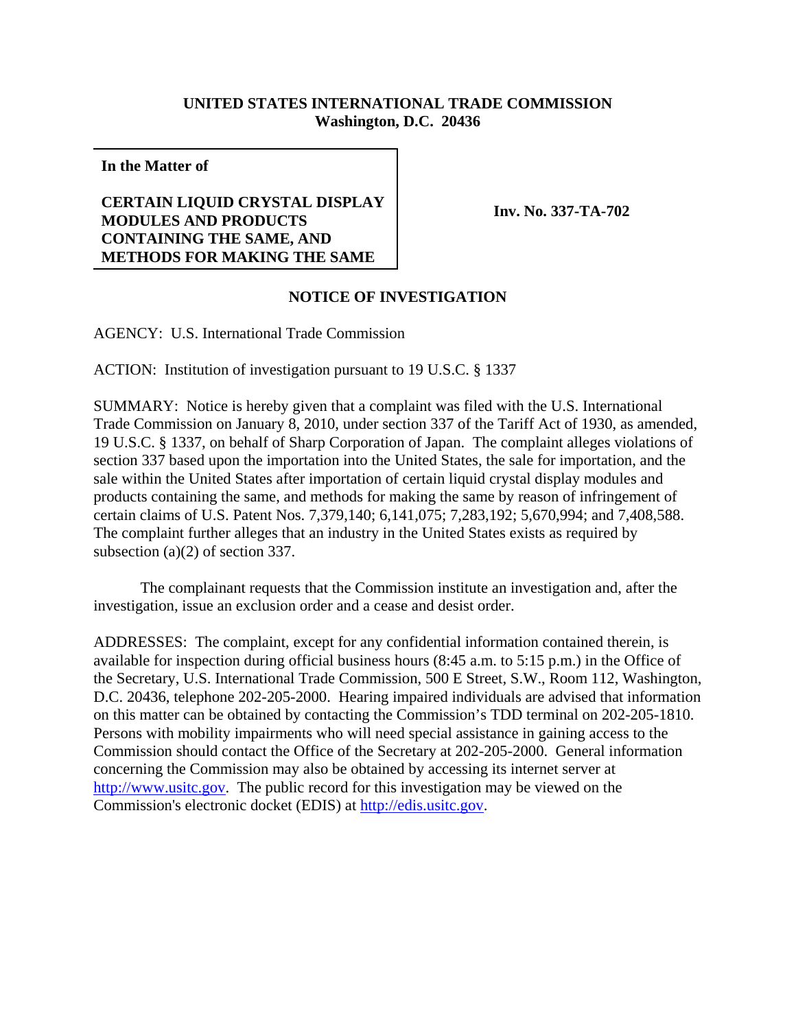**UNITED STATES INTERNATIONAL TRADE COMMISSION**
**Washington, D.C. 20436**

| **In the Matter of**<br><br>**CERTAIN LIQUID CRYSTAL DISPLAY MODULES AND PRODUCTS CONTAINING THE SAME, AND METHODS FOR MAKING THE SAME** | **Inv. No. 337-TA-702** |
|---|---|

## NOTICE OF INVESTIGATION

AGENCY: U.S. International Trade Commission

ACTION: Institution of investigation pursuant to 19 U.S.C. § 1337

SUMMARY: Notice is hereby given that a complaint was filed with the U.S. International Trade Commission on January 8, 2010, under section 337 of the Tariff Act of 1930, as amended, 19 U.S.C. § 1337, on behalf of Sharp Corporation of Japan. The complaint alleges violations of section 337 based upon the importation into the United States, the sale for importation, and the sale within the United States after importation of certain liquid crystal display modules and products containing the same, and methods for making the same by reason of infringement of certain claims of U.S. Patent Nos. 7,379,140; 6,141,075; 7,283,192; 5,670,994; and 7,408,588. The complaint further alleges that an industry in the United States exists as required by subsection (a)(2) of section 337.

The complainant requests that the Commission institute an investigation and, after the investigation, issue an exclusion order and a cease and desist order.

ADDRESSES: The complaint, except for any confidential information contained therein, is available for inspection during official business hours (8:45 a.m. to 5:15 p.m.) in the Office of the Secretary, U.S. International Trade Commission, 500 E Street, S.W., Room 112, Washington, D.C. 20436, telephone 202-205-2000. Hearing impaired individuals are advised that information on this matter can be obtained by contacting the Commission's TDD terminal on 202-205-1810. Persons with mobility impairments who will need special assistance in gaining access to the Commission should contact the Office of the Secretary at 202-205-2000. General information concerning the Commission may also be obtained by accessing its internet server at http://www.usitc.gov. The public record for this investigation may be viewed on the Commission's electronic docket (EDIS) at http://edis.usitc.gov.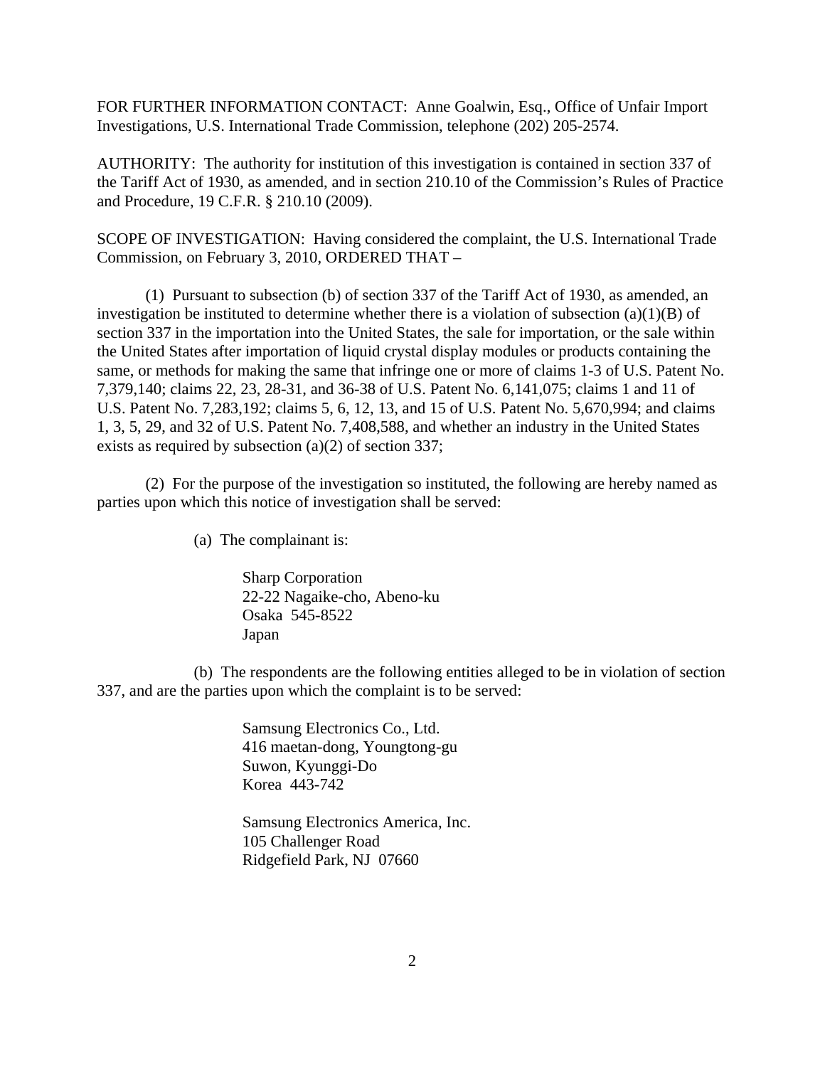FOR FURTHER INFORMATION CONTACT: Anne Goalwin, Esq., Office of Unfair Import Investigations, U.S. International Trade Commission, telephone (202) 205-2574.

AUTHORITY: The authority for institution of this investigation is contained in section 337 of the Tariff Act of 1930, as amended, and in section 210.10 of the Commission's Rules of Practice and Procedure, 19 C.F.R. § 210.10 (2009).

SCOPE OF INVESTIGATION: Having considered the complaint, the U.S. International Trade Commission, on February 3, 2010, ORDERED THAT –

(1) Pursuant to subsection (b) of section 337 of the Tariff Act of 1930, as amended, an investigation be instituted to determine whether there is a violation of subsection (a)(1)(B) of section 337 in the importation into the United States, the sale for importation, or the sale within the United States after importation of liquid crystal display modules or products containing the same, or methods for making the same that infringe one or more of claims 1-3 of U.S. Patent No. 7,379,140; claims 22, 23, 28-31, and 36-38 of U.S. Patent No. 6,141,075; claims 1 and 11 of U.S. Patent No. 7,283,192; claims 5, 6, 12, 13, and 15 of U.S. Patent No. 5,670,994; and claims 1, 3, 5, 29, and 32 of U.S. Patent No. 7,408,588, and whether an industry in the United States exists as required by subsection (a)(2) of section 337;

(2) For the purpose of the investigation so instituted, the following are hereby named as parties upon which this notice of investigation shall be served:

(a) The complainant is:

Sharp Corporation
22-22 Nagaike-cho, Abeno-ku
Osaka 545-8522
Japan

(b) The respondents are the following entities alleged to be in violation of section 337, and are the parties upon which the complaint is to be served:

Samsung Electronics Co., Ltd.
416 maetan-dong, Youngtong-gu
Suwon, Kyunggi-Do
Korea 443-742

Samsung Electronics America, Inc.
105 Challenger Road
Ridgefield Park, NJ 07660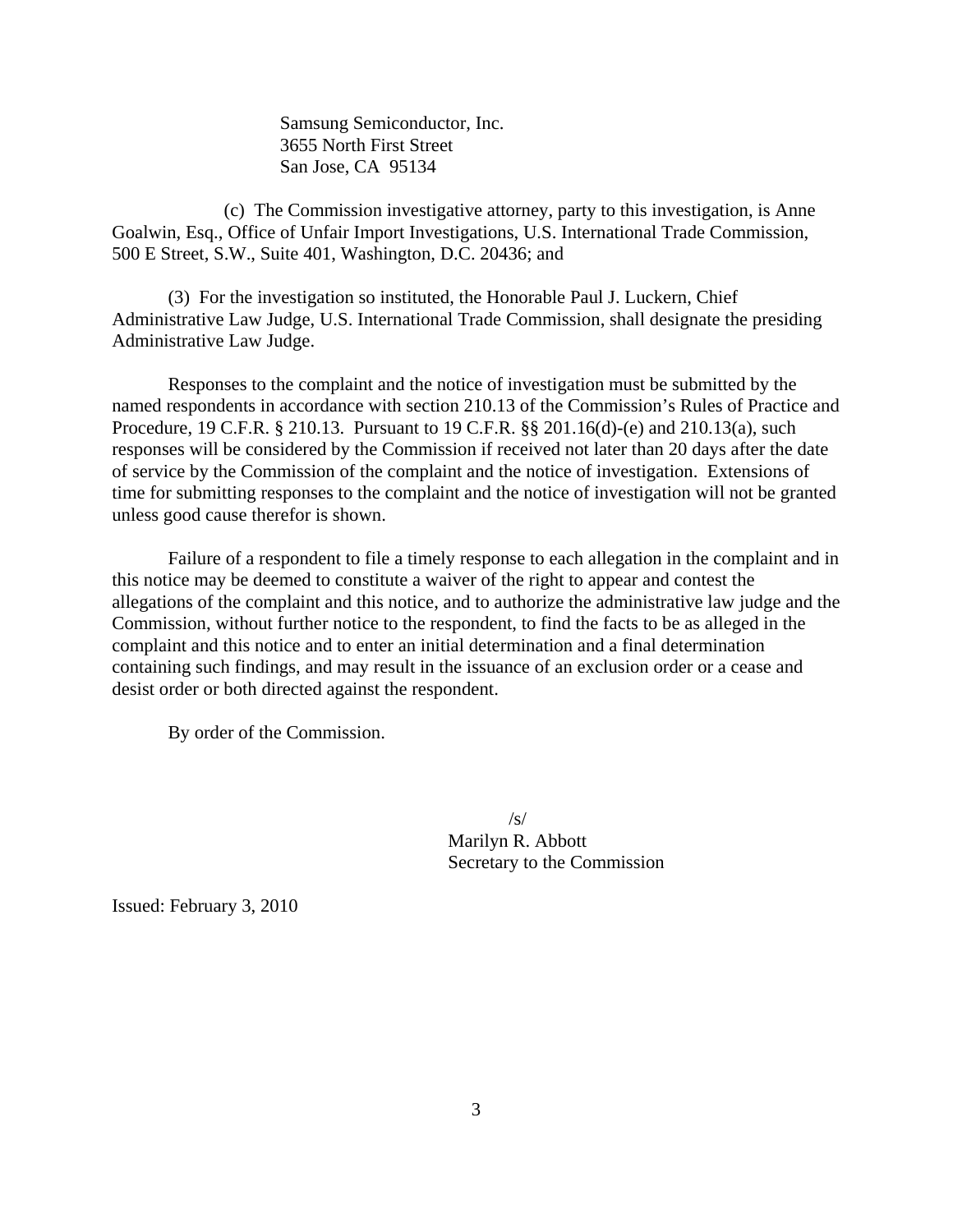Samsung Semiconductor, Inc.
3655 North First Street
San Jose, CA 95134

(c) The Commission investigative attorney, party to this investigation, is Anne Goalwin, Esq., Office of Unfair Import Investigations, U.S. International Trade Commission, 500 E Street, S.W., Suite 401, Washington, D.C. 20436; and

(3) For the investigation so instituted, the Honorable Paul J. Luckern, Chief Administrative Law Judge, U.S. International Trade Commission, shall designate the presiding Administrative Law Judge.

Responses to the complaint and the notice of investigation must be submitted by the named respondents in accordance with section 210.13 of the Commission's Rules of Practice and Procedure, 19 C.F.R. § 210.13. Pursuant to 19 C.F.R. §§ 201.16(d)-(e) and 210.13(a), such responses will be considered by the Commission if received not later than 20 days after the date of service by the Commission of the complaint and the notice of investigation. Extensions of time for submitting responses to the complaint and the notice of investigation will not be granted unless good cause therefor is shown.

Failure of a respondent to file a timely response to each allegation in the complaint and in this notice may be deemed to constitute a waiver of the right to appear and contest the allegations of the complaint and this notice, and to authorize the administrative law judge and the Commission, without further notice to the respondent, to find the facts to be as alleged in the complaint and this notice and to enter an initial determination and a final determination containing such findings, and may result in the issuance of an exclusion order or a cease and desist order or both directed against the respondent.

By order of the Commission.

/s/
Marilyn R. Abbott
Secretary to the Commission

Issued: February 3, 2010